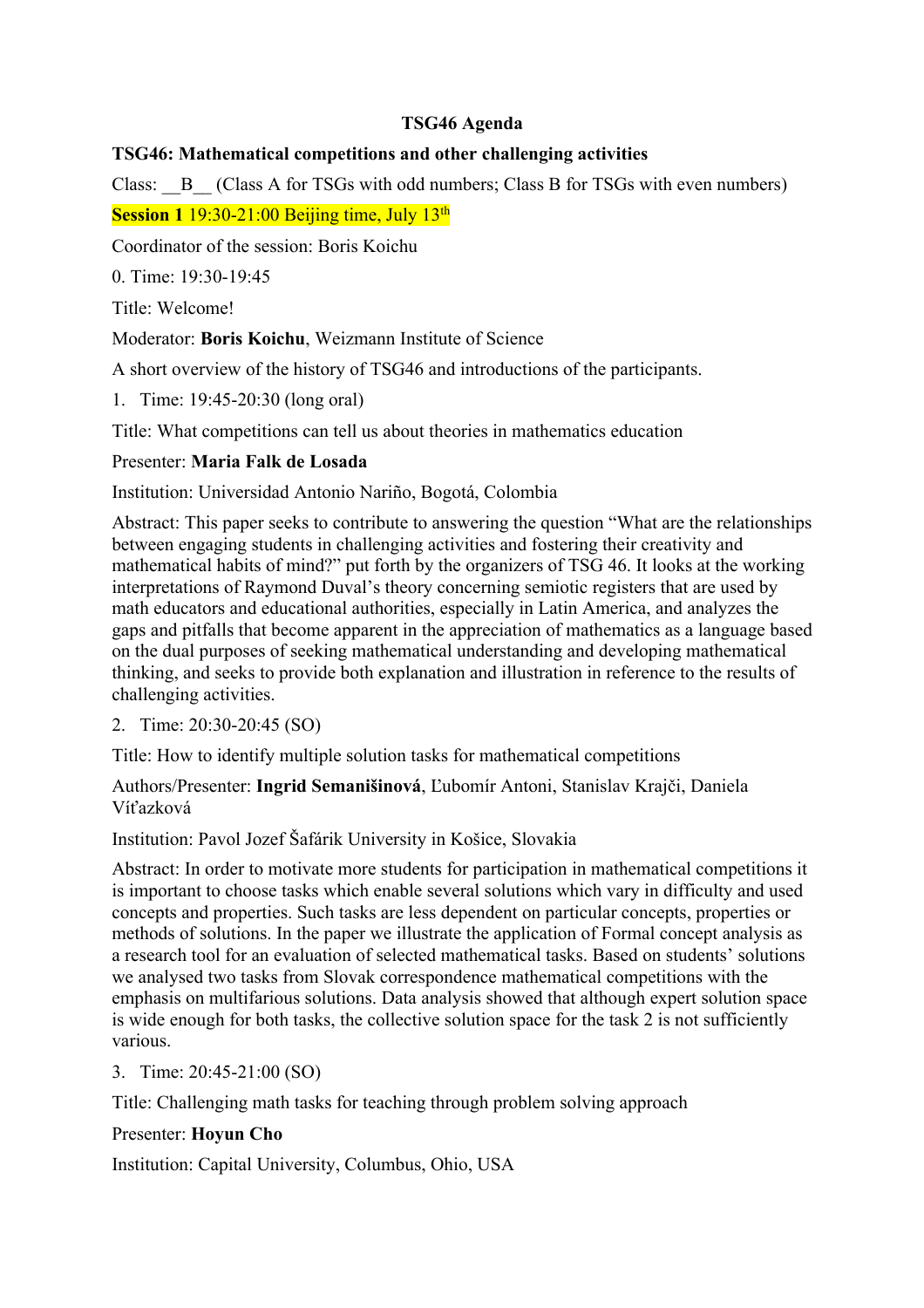# TSG46 Agenda

**TSG46: Mathematical competitions and other challenging activities**

Class: \_\_B\_\_ (Class A for TSGs with odd numbers; Class B for TSGs with even numbers)

**Session 1** 19:30-21:00 Beijing time, July 13th

Coordinator of the session: Boris Koichu

0. Time: 19:30-19:45

Title: Welcome!

Moderator: **Boris Koichu**, Weizmann Institute of Science

A short overview of the history of TSG46 and introductions of the participants.

1. Time: 19:45-20:30 (long oral)

Title: What competitions can tell us about theories in mathematics education

Presenter: **Maria Falk de Losada**

Institution: Universidad Antonio Nariño, Bogotá, Colombia

Abstract: This paper seeks to contribute to answering the question "What are the relationships between engaging students in challenging activities and fostering their creativity and mathematical habits of mind?" put forth by the organizers of TSG 46. It looks at the working interpretations of Raymond Duval's theory concerning semiotic registers that are used by math educators and educational authorities, especially in Latin America, and analyzes the gaps and pitfalls that become apparent in the appreciation of mathematics as a language based on the dual purposes of seeking mathematical understanding and developing mathematical thinking, and seeks to provide both explanation and illustration in reference to the results of challenging activities.

2. Time: 20:30-20:45 (SO)

Title: How to identify multiple solution tasks for mathematical competitions

Authors/Presenter: **Ingrid Semanišinová**, Ľubomír Antoni, Stanislav Krajči, Daniela Víťazková

Institution: Pavol Jozef Šafárik University in Košice, Slovakia

Abstract: In order to motivate more students for participation in mathematical competitions it is important to choose tasks which enable several solutions which vary in difficulty and used concepts and properties. Such tasks are less dependent on particular concepts, properties or methods of solutions. In the paper we illustrate the application of Formal concept analysis as a research tool for an evaluation of selected mathematical tasks. Based on students' solutions we analysed two tasks from Slovak correspondence mathematical competitions with the emphasis on multifarious solutions. Data analysis showed that although expert solution space is wide enough for both tasks, the collective solution space for the task 2 is not sufficiently various.

3. Time: 20:45-21:00 (SO)

Title: Challenging math tasks for teaching through problem solving approach

Presenter: **Hoyun Cho**

Institution: Capital University, Columbus, Ohio, USA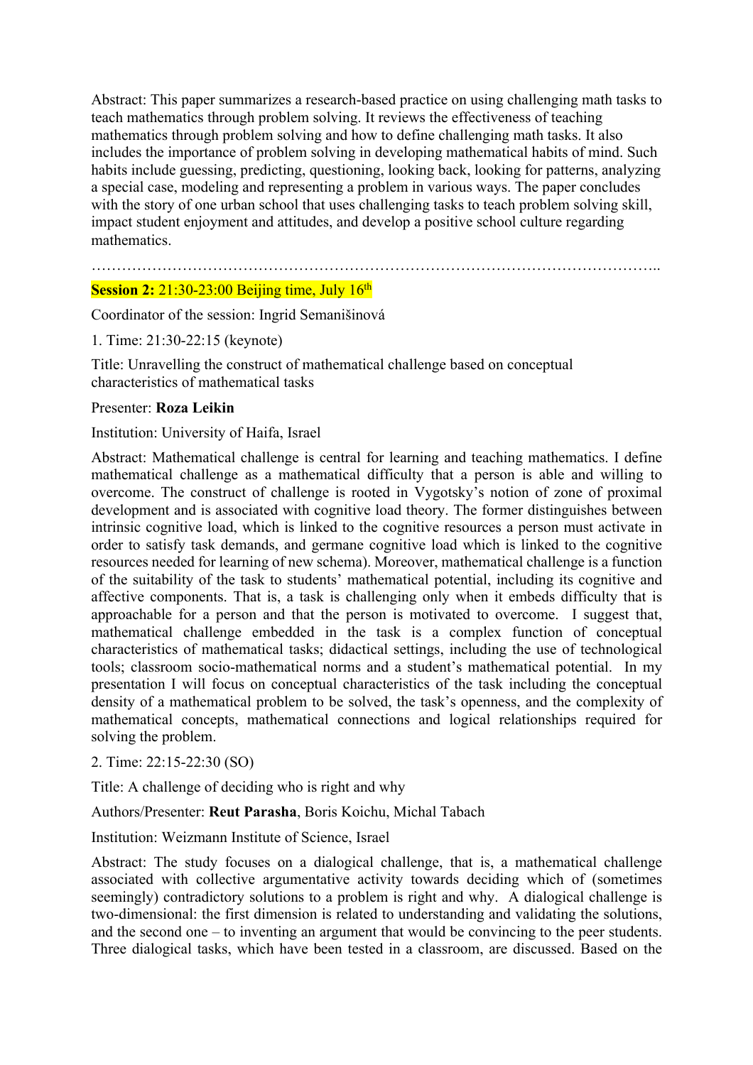Abstract: This paper summarizes a research-based practice on using challenging math tasks to teach mathematics through problem solving. It reviews the effectiveness of teaching mathematics through problem solving and how to define challenging math tasks. It also includes the importance of problem solving in developing mathematical habits of mind. Such habits include guessing, predicting, questioning, looking back, looking for patterns, analyzing a special case, modeling and representing a problem in various ways. The paper concludes with the story of one urban school that uses challenging tasks to teach problem solving skill, impact student enjoyment and attitudes, and develop a positive school culture regarding mathematics.

…………………………………………………………………………………………………..

**Session 2:** 21:30-23:00 Beijing time, July 16th

Coordinator of the session: Ingrid Semanišinová

1. Time: 21:30-22:15 (keynote)

Title: Unravelling the construct of mathematical challenge based on conceptual characteristics of mathematical tasks

Presenter: **Roza Leikin**

Institution: University of Haifa, Israel

Abstract: Mathematical challenge is central for learning and teaching mathematics. I define mathematical challenge as a mathematical difficulty that a person is able and willing to overcome. The construct of challenge is rooted in Vygotsky's notion of zone of proximal development and is associated with cognitive load theory. The former distinguishes between intrinsic cognitive load, which is linked to the cognitive resources a person must activate in order to satisfy task demands, and germane cognitive load which is linked to the cognitive resources needed for learning of new schema). Moreover, mathematical challenge is a function of the suitability of the task to students' mathematical potential, including its cognitive and affective components. That is, a task is challenging only when it embeds difficulty that is approachable for a person and that the person is motivated to overcome. I suggest that, mathematical challenge embedded in the task is a complex function of conceptual characteristics of mathematical tasks; didactical settings, including the use of technological tools; classroom socio-mathematical norms and a student's mathematical potential. In my presentation I will focus on conceptual characteristics of the task including the conceptual density of a mathematical problem to be solved, the task's openness, and the complexity of mathematical concepts, mathematical connections and logical relationships required for solving the problem.

2. Time: 22:15-22:30 (SO)

Title: A challenge of deciding who is right and why

Authors/Presenter: **Reut Parasha**, Boris Koichu, Michal Tabach

Institution: Weizmann Institute of Science, Israel

Abstract: The study focuses on a dialogical challenge, that is, a mathematical challenge associated with collective argumentative activity towards deciding which of (sometimes seemingly) contradictory solutions to a problem is right and why. A dialogical challenge is two-dimensional: the first dimension is related to understanding and validating the solutions, and the second one – to inventing an argument that would be convincing to the peer students. Three dialogical tasks, which have been tested in a classroom, are discussed. Based on the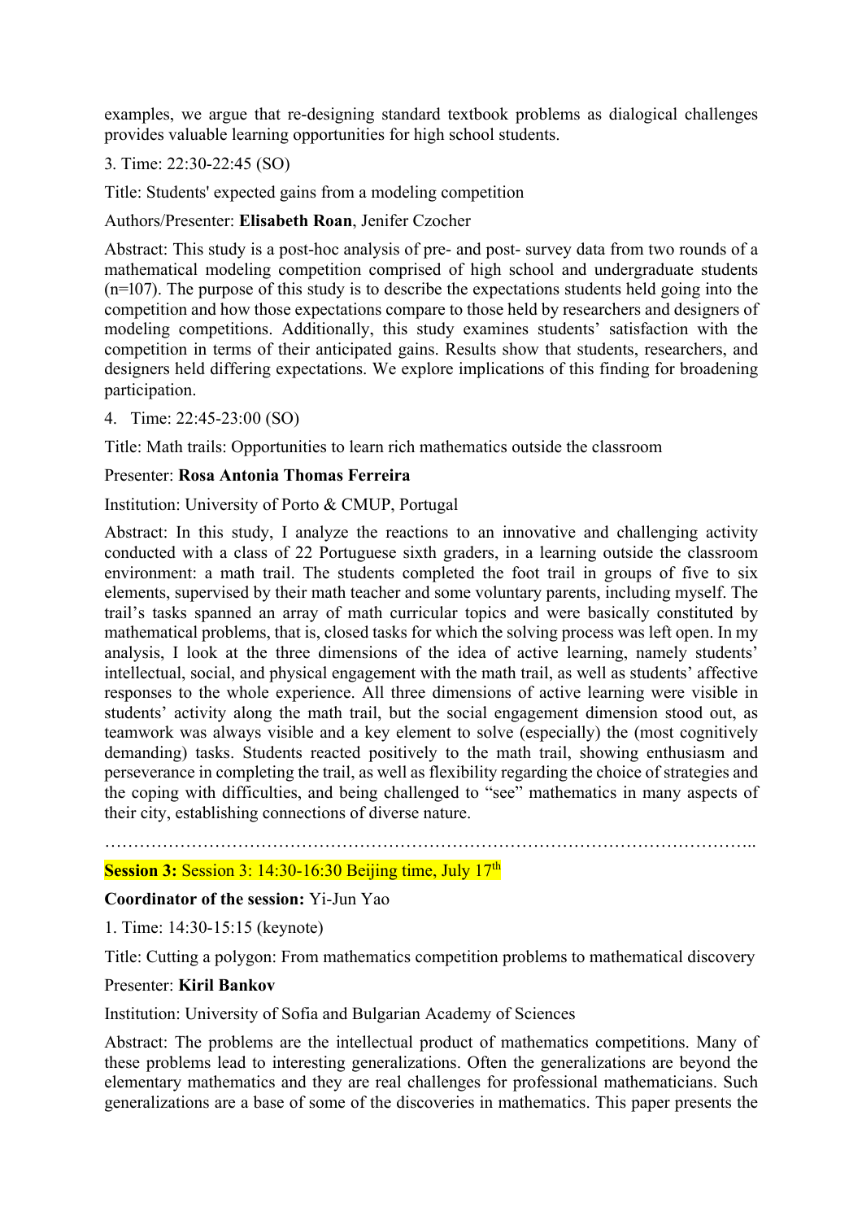examples, we argue that re-designing standard textbook problems as dialogical challenges provides valuable learning opportunities for high school students.

3. Time: 22:30-22:45 (SO)

Title: Students' expected gains from a modeling competition

Authors/Presenter: **Elisabeth Roan**, Jenifer Czocher

Abstract: This study is a post-hoc analysis of pre- and post- survey data from two rounds of a mathematical modeling competition comprised of high school and undergraduate students (n=l07). The purpose of this study is to describe the expectations students held going into the competition and how those expectations compare to those held by researchers and designers of modeling competitions. Additionally, this study examines students' satisfaction with the competition in terms of their anticipated gains. Results show that students, researchers, and designers held differing expectations. We explore implications of this finding for broadening participation.

4. Time: 22:45-23:00 (SO)

Title: Math trails: Opportunities to learn rich mathematics outside the classroom

Presenter: **Rosa Antonia Thomas Ferreira**

Institution: University of Porto & CMUP, Portugal

Abstract: In this study, I analyze the reactions to an innovative and challenging activity conducted with a class of 22 Portuguese sixth graders, in a learning outside the classroom environment: a math trail. The students completed the foot trail in groups of five to six elements, supervised by their math teacher and some voluntary parents, including myself. The trail's tasks spanned an array of math curricular topics and were basically constituted by mathematical problems, that is, closed tasks for which the solving process was left open. In my analysis, I look at the three dimensions of the idea of active learning, namely students' intellectual, social, and physical engagement with the math trail, as well as students' affective responses to the whole experience. All three dimensions of active learning were visible in students' activity along the math trail, but the social engagement dimension stood out, as teamwork was always visible and a key element to solve (especially) the (most cognitively demanding) tasks. Students reacted positively to the math trail, showing enthusiasm and perseverance in completing the trail, as well as flexibility regarding the choice of strategies and the coping with difficulties, and being challenged to "see" mathematics in many aspects of their city, establishing connections of diverse nature.

……………………………………………………………………………………………………..

**Session 3:** Session 3: 14:30-16:30 Beijing time, July 17th

**Coordinator of the session:** Yi-Jun Yao

1. Time: 14:30-15:15 (keynote)

Title: Cutting a polygon: From mathematics competition problems to mathematical discovery

Presenter: **Kiril Bankov**

Institution: University of Sofia and Bulgarian Academy of Sciences

Abstract: The problems are the intellectual product of mathematics competitions. Many of these problems lead to interesting generalizations. Often the generalizations are beyond the elementary mathematics and they are real challenges for professional mathematicians. Such generalizations are a base of some of the discoveries in mathematics. This paper presents the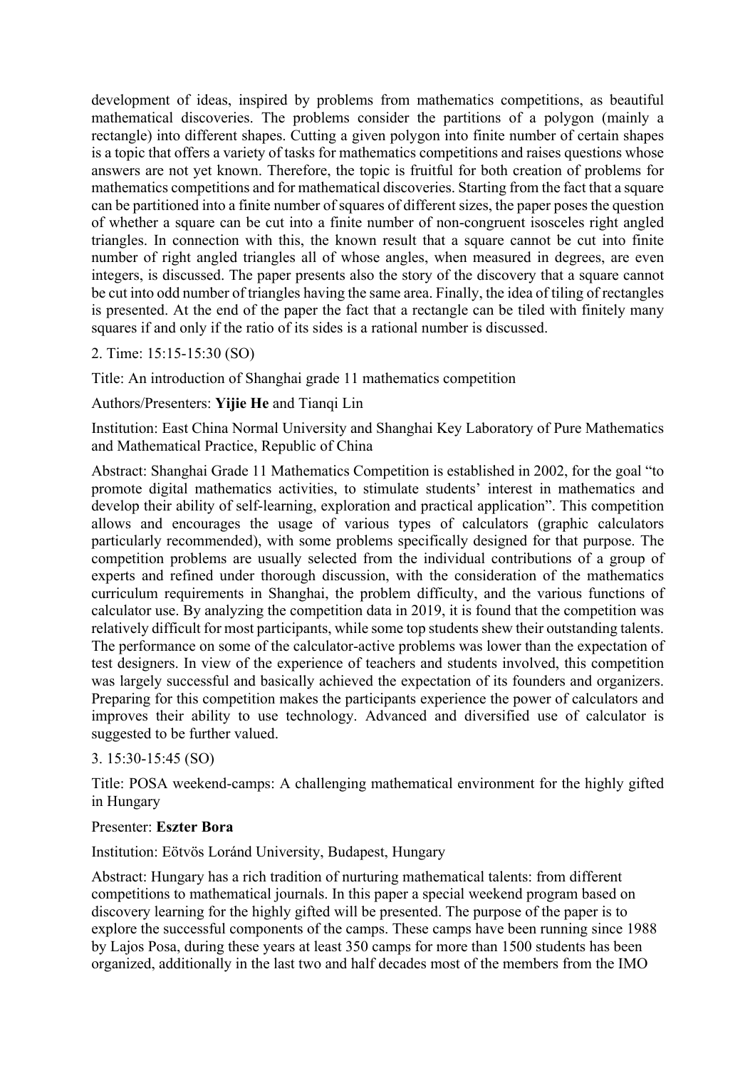development of ideas, inspired by problems from mathematics competitions, as beautiful mathematical discoveries. The problems consider the partitions of a polygon (mainly a rectangle) into different shapes. Cutting a given polygon into finite number of certain shapes is a topic that offers a variety of tasks for mathematics competitions and raises questions whose answers are not yet known. Therefore, the topic is fruitful for both creation of problems for mathematics competitions and for mathematical discoveries. Starting from the fact that a square can be partitioned into a finite number of squares of different sizes, the paper poses the question of whether a square can be cut into a finite number of non-congruent isosceles right angled triangles. In connection with this, the known result that a square cannot be cut into finite number of right angled triangles all of whose angles, when measured in degrees, are even integers, is discussed. The paper presents also the story of the discovery that a square cannot be cut into odd number of triangles having the same area. Finally, the idea of tiling of rectangles is presented. At the end of the paper the fact that a rectangle can be tiled with finitely many squares if and only if the ratio of its sides is a rational number is discussed.

2. Time: 15:15-15:30 (SO)

Title: An introduction of Shanghai grade 11 mathematics competition

Authors/Presenters: **Yijie He** and Tianqi Lin

Institution: East China Normal University and Shanghai Key Laboratory of Pure Mathematics and Mathematical Practice, Republic of China

Abstract: Shanghai Grade 11 Mathematics Competition is established in 2002, for the goal "to promote digital mathematics activities, to stimulate students' interest in mathematics and develop their ability of self-learning, exploration and practical application". This competition allows and encourages the usage of various types of calculators (graphic calculators particularly recommended), with some problems specifically designed for that purpose. The competition problems are usually selected from the individual contributions of a group of experts and refined under thorough discussion, with the consideration of the mathematics curriculum requirements in Shanghai, the problem difficulty, and the various functions of calculator use. By analyzing the competition data in 2019, it is found that the competition was relatively difficult for most participants, while some top students shew their outstanding talents. The performance on some of the calculator-active problems was lower than the expectation of test designers. In view of the experience of teachers and students involved, this competition was largely successful and basically achieved the expectation of its founders and organizers. Preparing for this competition makes the participants experience the power of calculators and improves their ability to use technology. Advanced and diversified use of calculator is suggested to be further valued.

3. 15:30-15:45 (SO)

Title: POSA weekend-camps: A challenging mathematical environment for the highly gifted in Hungary

Presenter: **Eszter Bora**

Institution: Eötvös Loránd University, Budapest, Hungary

Abstract: Hungary has a rich tradition of nurturing mathematical talents: from different competitions to mathematical journals. In this paper a special weekend program based on discovery learning for the highly gifted will be presented. The purpose of the paper is to explore the successful components of the camps. These camps have been running since 1988 by Lajos Posa, during these years at least 350 camps for more than 1500 students has been organized, additionally in the last two and half decades most of the members from the IMO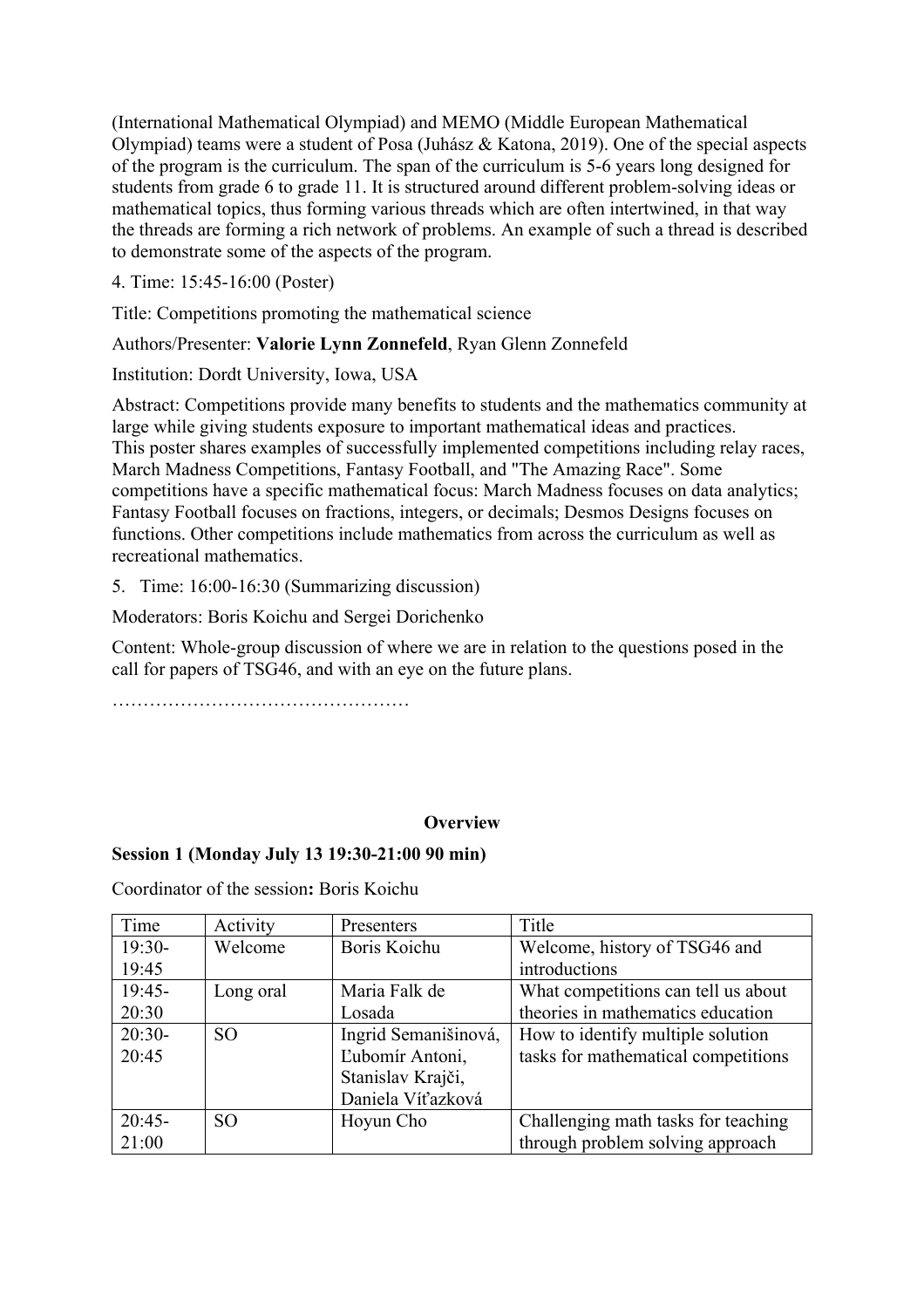(International Mathematical Olympiad) and MEMO (Middle European Mathematical Olympiad) teams were a student of Posa (Juhász & Katona, 2019). One of the special aspects of the program is the curriculum. The span of the curriculum is 5-6 years long designed for students from grade 6 to grade 11. It is structured around different problem-solving ideas or mathematical topics, thus forming various threads which are often intertwined, in that way the threads are forming a rich network of problems. An example of such a thread is described to demonstrate some of the aspects of the program.

4. Time: 15:45-16:00 (Poster)

Title: Competitions promoting the mathematical science

Authors/Presenter: **Valorie Lynn Zonnefeld**, Ryan Glenn Zonnefeld

Institution: Dordt University, Iowa, USA

Abstract: Competitions provide many benefits to students and the mathematics community at large while giving students exposure to important mathematical ideas and practices. This poster shares examples of successfully implemented competitions including relay races, March Madness Competitions, Fantasy Football, and "The Amazing Race". Some competitions have a specific mathematical focus: March Madness focuses on data analytics; Fantasy Football focuses on fractions, integers, or decimals; Desmos Designs focuses on functions. Other competitions include mathematics from across the curriculum as well as recreational mathematics.

5. Time: 16:00-16:30 (Summarizing discussion)

Moderators: Boris Koichu and Sergei Dorichenko

Content: Whole-group discussion of where we are in relation to the questions posed in the call for papers of TSG46, and with an eye on the future plans.

…………………………………………

**Overview**

**Session 1 (Monday July 13 19:30-21:00 90 min)**

Coordinator of the session**:** Boris Koichu

| Time | Activity | Presenters | Title |
|---|---|---|---|
| 19:30-19:45 | Welcome | Boris Koichu | Welcome, history of TSG46 and introductions |
| 19:45-20:30 | Long oral | Maria Falk de Losada | What competitions can tell us about theories in mathematics education |
| 20:30-20:45 | SO | Ingrid Semanišinová, Ľubomír Antoni, Stanislav Krajči, Daniela Víťazková | How to identify multiple solution tasks for mathematical competitions |
| 20:45-21:00 | SO | Hoyun Cho | Challenging math tasks for teaching through problem solving approach |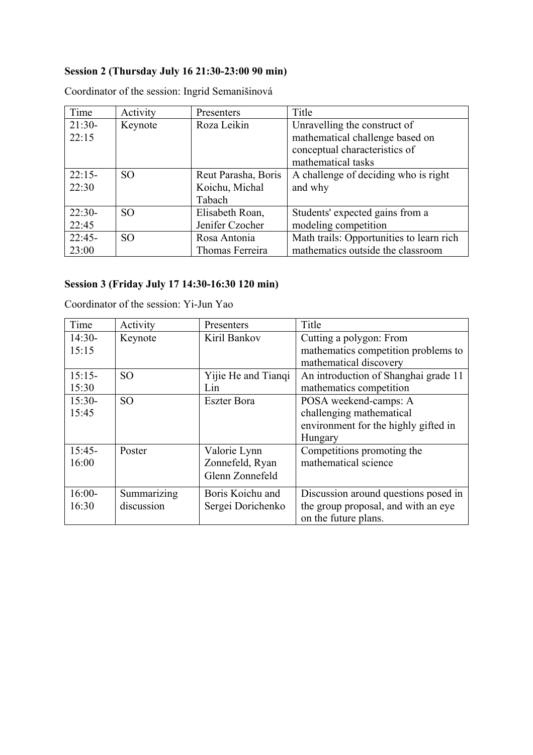**Session 2 (Thursday July 16 21:30-23:00 90 min)**

Coordinator of the session: Ingrid Semanišinová

| Time | Activity | Presenters | Title |
|---|---|---|---|
| 21:30-22:15 | Keynote | Roza Leikin | Unravelling the construct of mathematical challenge based on conceptual characteristics of mathematical tasks |
| 22:15-22:30 | SO | Reut Parasha, Boris Koichu, Michal Tabach | A challenge of deciding who is right and why |
| 22:30-22:45 | SO | Elisabeth Roan, Jenifer Czocher | Students' expected gains from a modeling competition |
| 22:45-23:00 | SO | Rosa Antonia Thomas Ferreira | Math trails: Opportunities to learn rich mathematics outside the classroom |

**Session 3 (Friday July 17 14:30-16:30 120 min)**

Coordinator of the session: Yi-Jun Yao

| Time | Activity | Presenters | Title |
|---|---|---|---|
| 14:30-15:15 | Keynote | Kiril Bankov | Cutting a polygon: From mathematics competition problems to mathematical discovery |
| 15:15-15:30 | SO | Yijie He and Tianqi Lin | An introduction of Shanghai grade 11 mathematics competition |
| 15:30-15:45 | SO | Eszter Bora | POSA weekend-camps: A challenging mathematical environment for the highly gifted in Hungary |
| 15:45-16:00 | Poster | Valorie Lynn Zonnefeld, Ryan Glenn Zonnefeld | Competitions promoting the mathematical science |
| 16:00-16:30 | Summarizing discussion | Boris Koichu and Sergei Dorichenko | Discussion around questions posed in the group proposal, and with an eye on the future plans. |